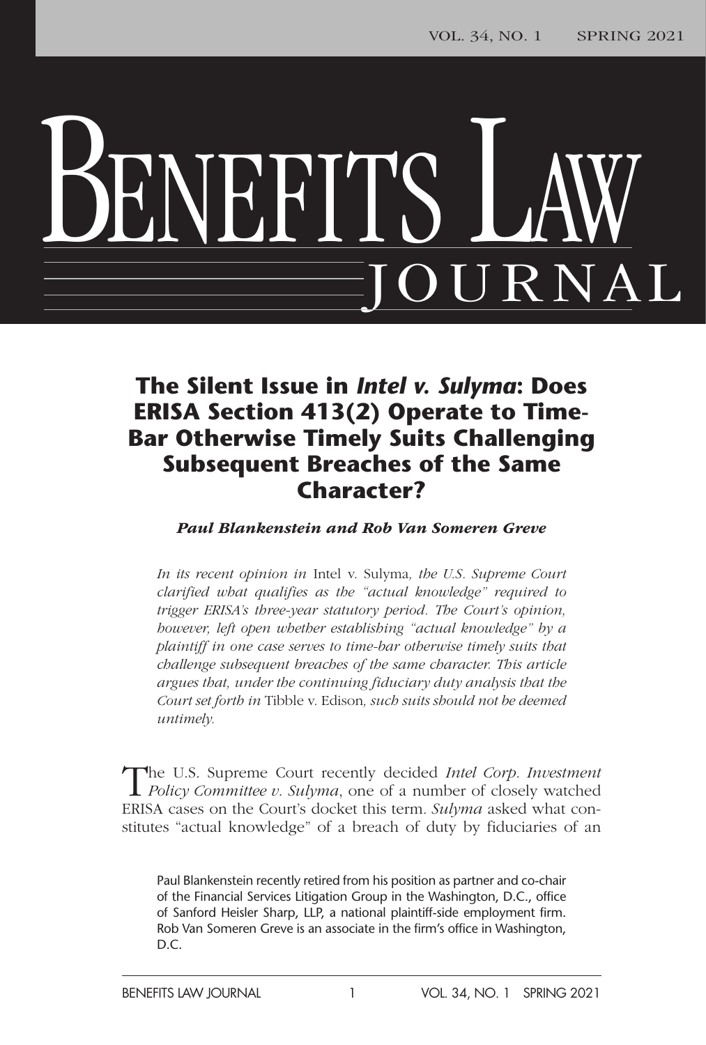# BENEFITS LAW JOURNAL

## The Silent Issue in *Intel v. Sulyma*: Does ERISA Section 413(2) Operate to Time-Bar Otherwise Timely Suits Challenging Subsequent Breaches of the Same Character?

***Paul Blankenstein and Rob Van Someren Greve***

*In its recent opinion in* Intel v. Sulyma*, the U.S. Supreme Court clarified what qualifies as the "actual knowledge" required to trigger ERISA's three-year statutory period. The Court's opinion, however, left open whether establishing "actual knowledge" by a plaintiff in one case serves to time-bar otherwise timely suits that challenge subsequent breaches of the same character. This article argues that, under the continuing fiduciary duty analysis that the Court set forth in* Tibble v. Edison*, such suits should not be deemed untimely.*

The U.S. Supreme Court recently decided *Intel Corp. Investment Policy Committee v. Sulyma*, one of a number of closely watched ERISA cases on the Court's docket this term. *Sulyma* asked what constitutes "actual knowledge" of a breach of duty by fiduciaries of an

Paul Blankenstein recently retired from his position as partner and co-chair of the Financial Services Litigation Group in the Washington, D.C., office of Sanford Heisler Sharp, LLP, a national plaintiff-side employment firm. Rob Van Someren Greve is an associate in the firm's office in Washington, D.C.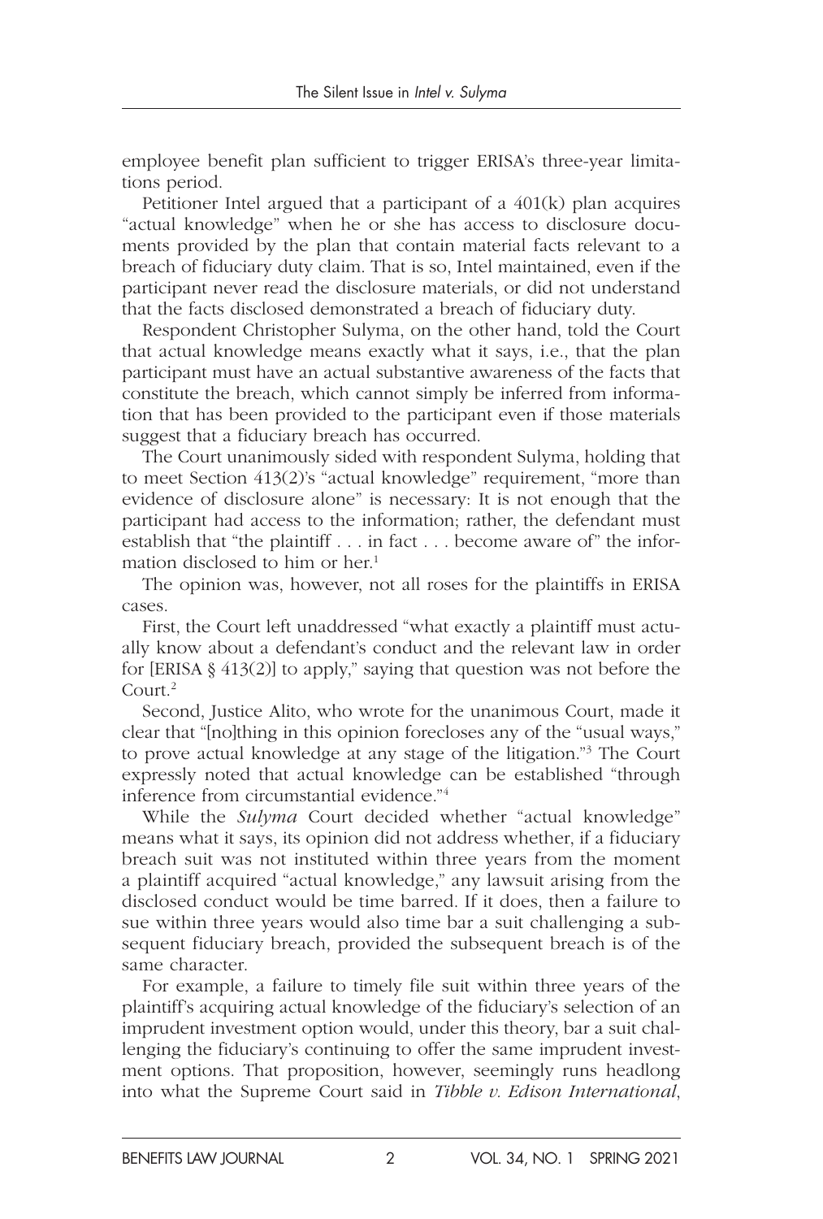employee benefit plan sufficient to trigger ERISA's three-year limitations period.

Petitioner Intel argued that a participant of a 401(k) plan acquires "actual knowledge" when he or she has access to disclosure documents provided by the plan that contain material facts relevant to a breach of fiduciary duty claim. That is so, Intel maintained, even if the participant never read the disclosure materials, or did not understand that the facts disclosed demonstrated a breach of fiduciary duty.

Respondent Christopher Sulyma, on the other hand, told the Court that actual knowledge means exactly what it says, i.e., that the plan participant must have an actual substantive awareness of the facts that constitute the breach, which cannot simply be inferred from information that has been provided to the participant even if those materials suggest that a fiduciary breach has occurred.

The Court unanimously sided with respondent Sulyma, holding that to meet Section 413(2)'s "actual knowledge" requirement, "more than evidence of disclosure alone" is necessary: It is not enough that the participant had access to the information; rather, the defendant must establish that "the plaintiff . . . in fact . . . become aware of" the information disclosed to him or her.[1]

The opinion was, however, not all roses for the plaintiffs in ERISA cases.

First, the Court left unaddressed "what exactly a plaintiff must actually know about a defendant's conduct and the relevant law in order for [ERISA § 413(2)] to apply," saying that question was not before the Court.[2]

Second, Justice Alito, who wrote for the unanimous Court, made it clear that "[no]thing in this opinion forecloses any of the "usual ways," to prove actual knowledge at any stage of the litigation."[3] The Court expressly noted that actual knowledge can be established "through inference from circumstantial evidence."[4]

While the *Sulyma* Court decided whether "actual knowledge" means what it says, its opinion did not address whether, if a fiduciary breach suit was not instituted within three years from the moment a plaintiff acquired "actual knowledge," any lawsuit arising from the disclosed conduct would be time barred. If it does, then a failure to sue within three years would also time bar a suit challenging a subsequent fiduciary breach, provided the subsequent breach is of the same character.

For example, a failure to timely file suit within three years of the plaintiff's acquiring actual knowledge of the fiduciary's selection of an imprudent investment option would, under this theory, bar a suit challenging the fiduciary's continuing to offer the same imprudent investment options. That proposition, however, seemingly runs headlong into what the Supreme Court said in *Tibble v. Edison International*,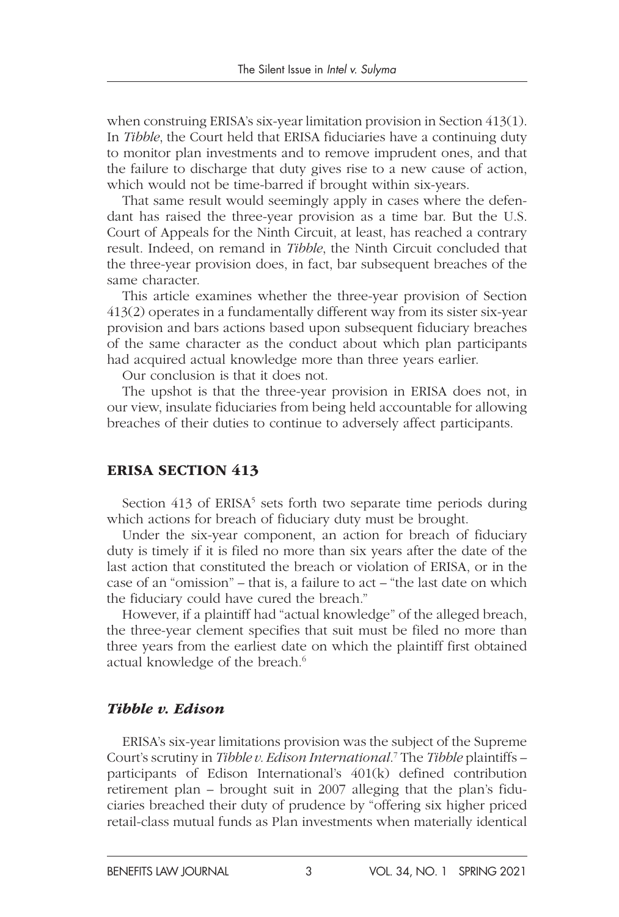when construing ERISA's six-year limitation provision in Section 413(1). In *Tibble*, the Court held that ERISA fiduciaries have a continuing duty to monitor plan investments and to remove imprudent ones, and that the failure to discharge that duty gives rise to a new cause of action, which would not be time-barred if brought within six-years.

That same result would seemingly apply in cases where the defendant has raised the three-year provision as a time bar. But the U.S. Court of Appeals for the Ninth Circuit, at least, has reached a contrary result. Indeed, on remand in *Tibble*, the Ninth Circuit concluded that the three-year provision does, in fact, bar subsequent breaches of the same character.

This article examines whether the three-year provision of Section 413(2) operates in a fundamentally different way from its sister six-year provision and bars actions based upon subsequent fiduciary breaches of the same character as the conduct about which plan participants had acquired actual knowledge more than three years earlier.

Our conclusion is that it does not.

The upshot is that the three-year provision in ERISA does not, in our view, insulate fiduciaries from being held accountable for allowing breaches of their duties to continue to adversely affect participants.

## ERISA SECTION 413

Section 413 of ERISA[5] sets forth two separate time periods during which actions for breach of fiduciary duty must be brought.

Under the six-year component, an action for breach of fiduciary duty is timely if it is filed no more than six years after the date of the last action that constituted the breach or violation of ERISA, or in the case of an "omission" – that is, a failure to act – "the last date on which the fiduciary could have cured the breach."

However, if a plaintiff had "actual knowledge" of the alleged breach, the three-year clement specifies that suit must be filed no more than three years from the earliest date on which the plaintiff first obtained actual knowledge of the breach.[6]

### *Tibble v. Edison*

ERISA's six-year limitations provision was the subject of the Supreme Court's scrutiny in *Tibble v. Edison International*.[7] The *Tibble* plaintiffs – participants of Edison International's 401(k) defined contribution retirement plan – brought suit in 2007 alleging that the plan's fiduciaries breached their duty of prudence by "offering six higher priced retail-class mutual funds as Plan investments when materially identical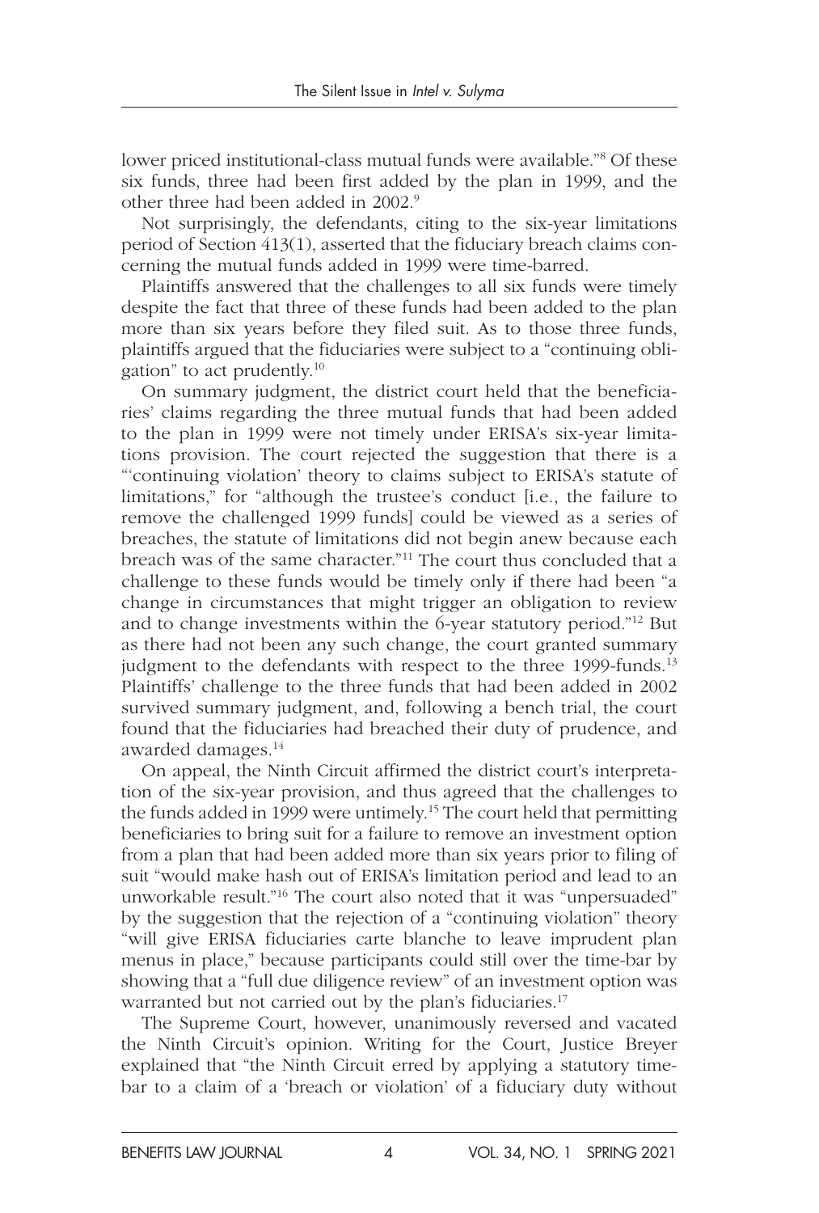lower priced institutional-class mutual funds were available."[8] Of these six funds, three had been first added by the plan in 1999, and the other three had been added in 2002.[9]

Not surprisingly, the defendants, citing to the six-year limitations period of Section 413(1), asserted that the fiduciary breach claims concerning the mutual funds added in 1999 were time-barred.

Plaintiffs answered that the challenges to all six funds were timely despite the fact that three of these funds had been added to the plan more than six years before they filed suit. As to those three funds, plaintiffs argued that the fiduciaries were subject to a "continuing obligation" to act prudently.[10]

On summary judgment, the district court held that the beneficiaries' claims regarding the three mutual funds that had been added to the plan in 1999 were not timely under ERISA's six-year limitations provision. The court rejected the suggestion that there is a "'continuing violation' theory to claims subject to ERISA's statute of limitations," for "although the trustee's conduct [i.e., the failure to remove the challenged 1999 funds] could be viewed as a series of breaches, the statute of limitations did not begin anew because each breach was of the same character."[11] The court thus concluded that a challenge to these funds would be timely only if there had been "a change in circumstances that might trigger an obligation to review and to change investments within the 6-year statutory period."[12] But as there had not been any such change, the court granted summary judgment to the defendants with respect to the three 1999-funds.[13] Plaintiffs' challenge to the three funds that had been added in 2002 survived summary judgment, and, following a bench trial, the court found that the fiduciaries had breached their duty of prudence, and awarded damages.[14]

On appeal, the Ninth Circuit affirmed the district court's interpretation of the six-year provision, and thus agreed that the challenges to the funds added in 1999 were untimely.[15] The court held that permitting beneficiaries to bring suit for a failure to remove an investment option from a plan that had been added more than six years prior to filing of suit "would make hash out of ERISA's limitation period and lead to an unworkable result."[16] The court also noted that it was "unpersuaded" by the suggestion that the rejection of a "continuing violation" theory "will give ERISA fiduciaries carte blanche to leave imprudent plan menus in place," because participants could still over the time-bar by showing that a "full due diligence review" of an investment option was warranted but not carried out by the plan's fiduciaries.[17]

The Supreme Court, however, unanimously reversed and vacated the Ninth Circuit's opinion. Writing for the Court, Justice Breyer explained that "the Ninth Circuit erred by applying a statutory time-bar to a claim of a 'breach or violation' of a fiduciary duty without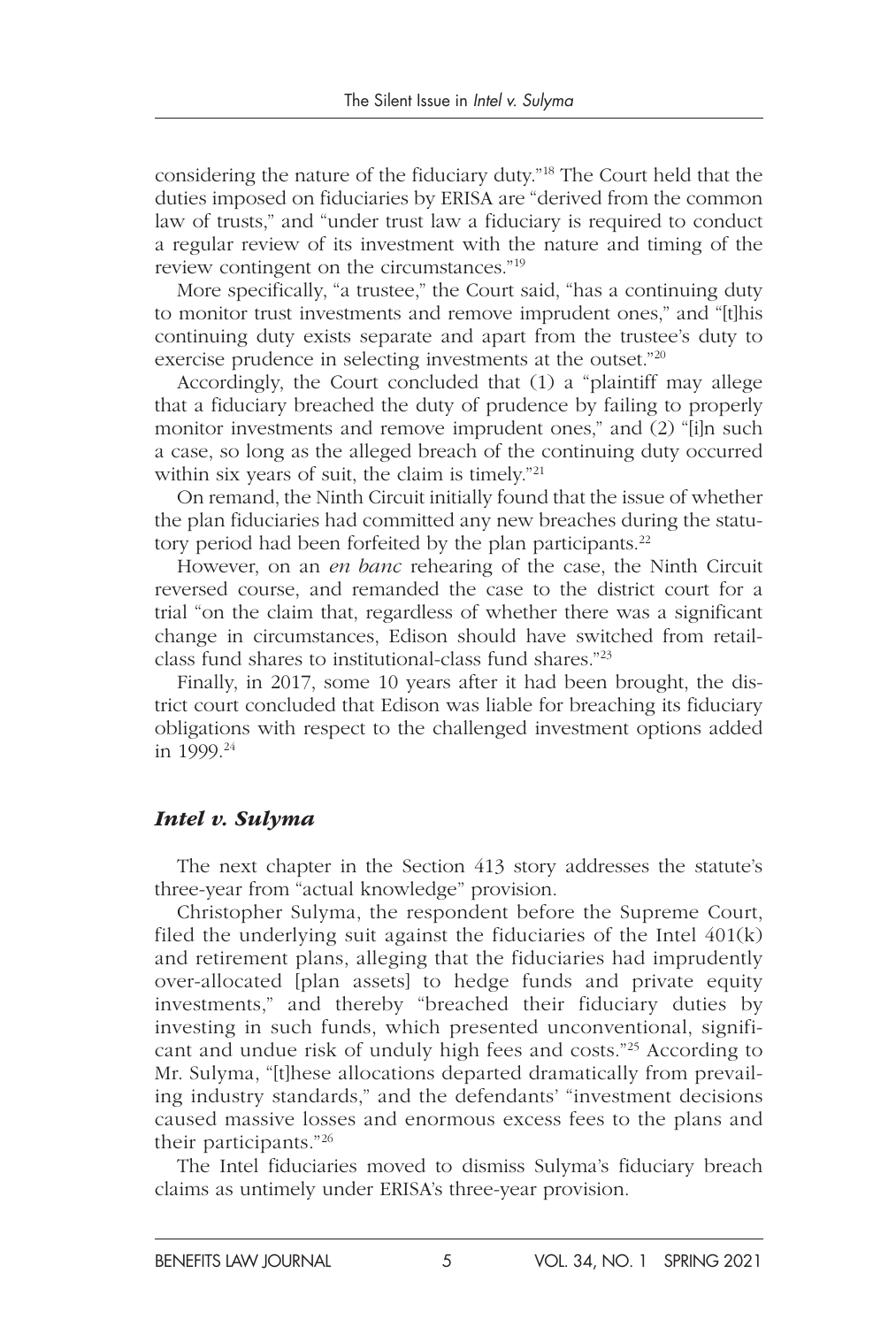considering the nature of the fiduciary duty."[18] The Court held that the duties imposed on fiduciaries by ERISA are "derived from the common law of trusts," and "under trust law a fiduciary is required to conduct a regular review of its investment with the nature and timing of the review contingent on the circumstances."[19]

More specifically, "a trustee," the Court said, "has a continuing duty to monitor trust investments and remove imprudent ones," and "[t]his continuing duty exists separate and apart from the trustee's duty to exercise prudence in selecting investments at the outset."[20]

Accordingly, the Court concluded that (1) a "plaintiff may allege that a fiduciary breached the duty of prudence by failing to properly monitor investments and remove imprudent ones," and (2) "[i]n such a case, so long as the alleged breach of the continuing duty occurred within six years of suit, the claim is timely."[21]

On remand, the Ninth Circuit initially found that the issue of whether the plan fiduciaries had committed any new breaches during the statutory period had been forfeited by the plan participants.[22]

However, on an *en banc* rehearing of the case, the Ninth Circuit reversed course, and remanded the case to the district court for a trial "on the claim that, regardless of whether there was a significant change in circumstances, Edison should have switched from retail-class fund shares to institutional-class fund shares."[23]

Finally, in 2017, some 10 years after it had been brought, the district court concluded that Edison was liable for breaching its fiduciary obligations with respect to the challenged investment options added in 1999.[24]

## *Intel v. Sulyma*

The next chapter in the Section 413 story addresses the statute's three-year from "actual knowledge" provision.

Christopher Sulyma, the respondent before the Supreme Court, filed the underlying suit against the fiduciaries of the Intel 401(k) and retirement plans, alleging that the fiduciaries had imprudently over-allocated [plan assets] to hedge funds and private equity investments," and thereby "breached their fiduciary duties by investing in such funds, which presented unconventional, significant and undue risk of unduly high fees and costs."[25] According to Mr. Sulyma, "[t]hese allocations departed dramatically from prevailing industry standards," and the defendants' "investment decisions caused massive losses and enormous excess fees to the plans and their participants."[26]

The Intel fiduciaries moved to dismiss Sulyma's fiduciary breach claims as untimely under ERISA's three-year provision.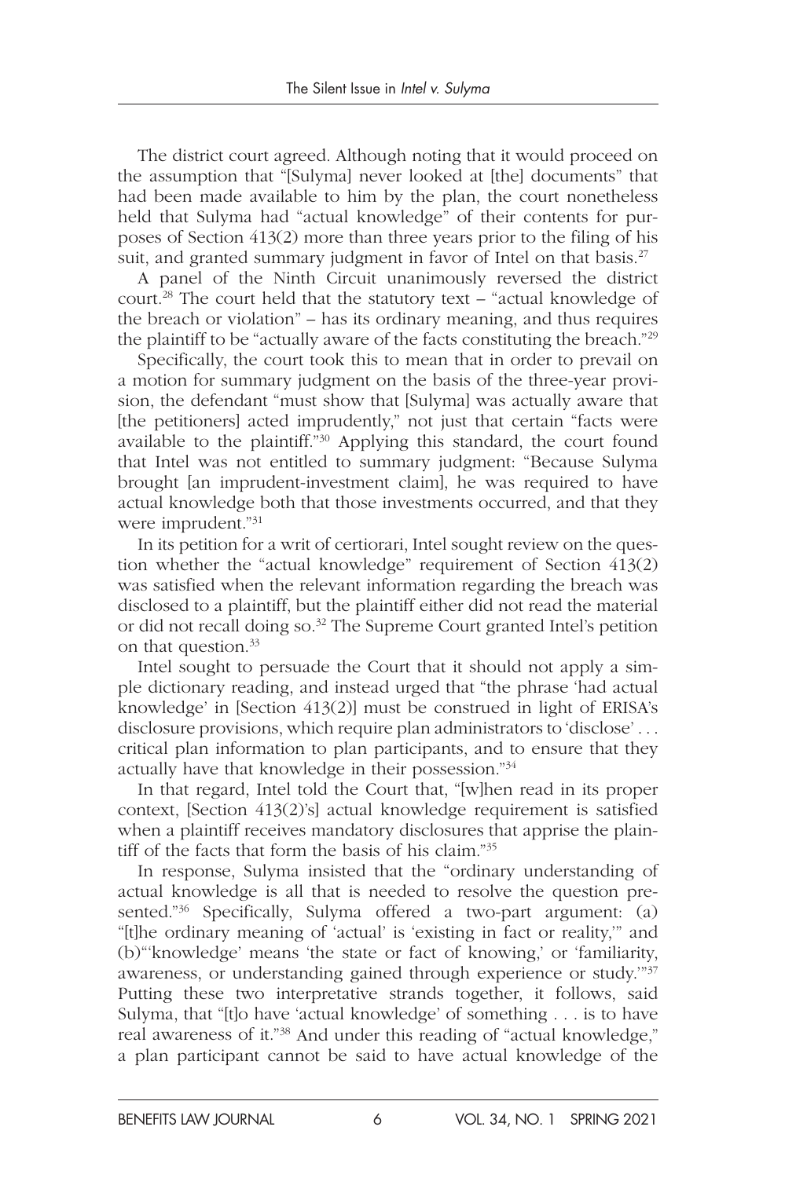The district court agreed. Although noting that it would proceed on the assumption that "[Sulyma] never looked at [the] documents" that had been made available to him by the plan, the court nonetheless held that Sulyma had "actual knowledge" of their contents for purposes of Section 413(2) more than three years prior to the filing of his suit, and granted summary judgment in favor of Intel on that basis.[27]

A panel of the Ninth Circuit unanimously reversed the district court.[28] The court held that the statutory text – "actual knowledge of the breach or violation" – has its ordinary meaning, and thus requires the plaintiff to be "actually aware of the facts constituting the breach."[29]

Specifically, the court took this to mean that in order to prevail on a motion for summary judgment on the basis of the three-year provision, the defendant "must show that [Sulyma] was actually aware that [the petitioners] acted imprudently," not just that certain "facts were available to the plaintiff."[30] Applying this standard, the court found that Intel was not entitled to summary judgment: "Because Sulyma brought [an imprudent-investment claim], he was required to have actual knowledge both that those investments occurred, and that they were imprudent."[31]

In its petition for a writ of certiorari, Intel sought review on the question whether the "actual knowledge" requirement of Section 413(2) was satisfied when the relevant information regarding the breach was disclosed to a plaintiff, but the plaintiff either did not read the material or did not recall doing so.[32] The Supreme Court granted Intel's petition on that question.[33]

Intel sought to persuade the Court that it should not apply a simple dictionary reading, and instead urged that "the phrase 'had actual knowledge' in [Section 413(2)] must be construed in light of ERISA's disclosure provisions, which require plan administrators to 'disclose' . . . critical plan information to plan participants, and to ensure that they actually have that knowledge in their possession."[34]

In that regard, Intel told the Court that, "[w]hen read in its proper context, [Section 413(2)'s] actual knowledge requirement is satisfied when a plaintiff receives mandatory disclosures that apprise the plaintiff of the facts that form the basis of his claim."[35]

In response, Sulyma insisted that the "ordinary understanding of actual knowledge is all that is needed to resolve the question presented."[36] Specifically, Sulyma offered a two-part argument: (a) "[t]he ordinary meaning of 'actual' is 'existing in fact or reality,'" and (b)"'knowledge' means 'the state or fact of knowing,' or 'familiarity, awareness, or understanding gained through experience or study.'"[37] Putting these two interpretative strands together, it follows, said Sulyma, that "[t]o have 'actual knowledge' of something . . . is to have real awareness of it."[38] And under this reading of "actual knowledge," a plan participant cannot be said to have actual knowledge of the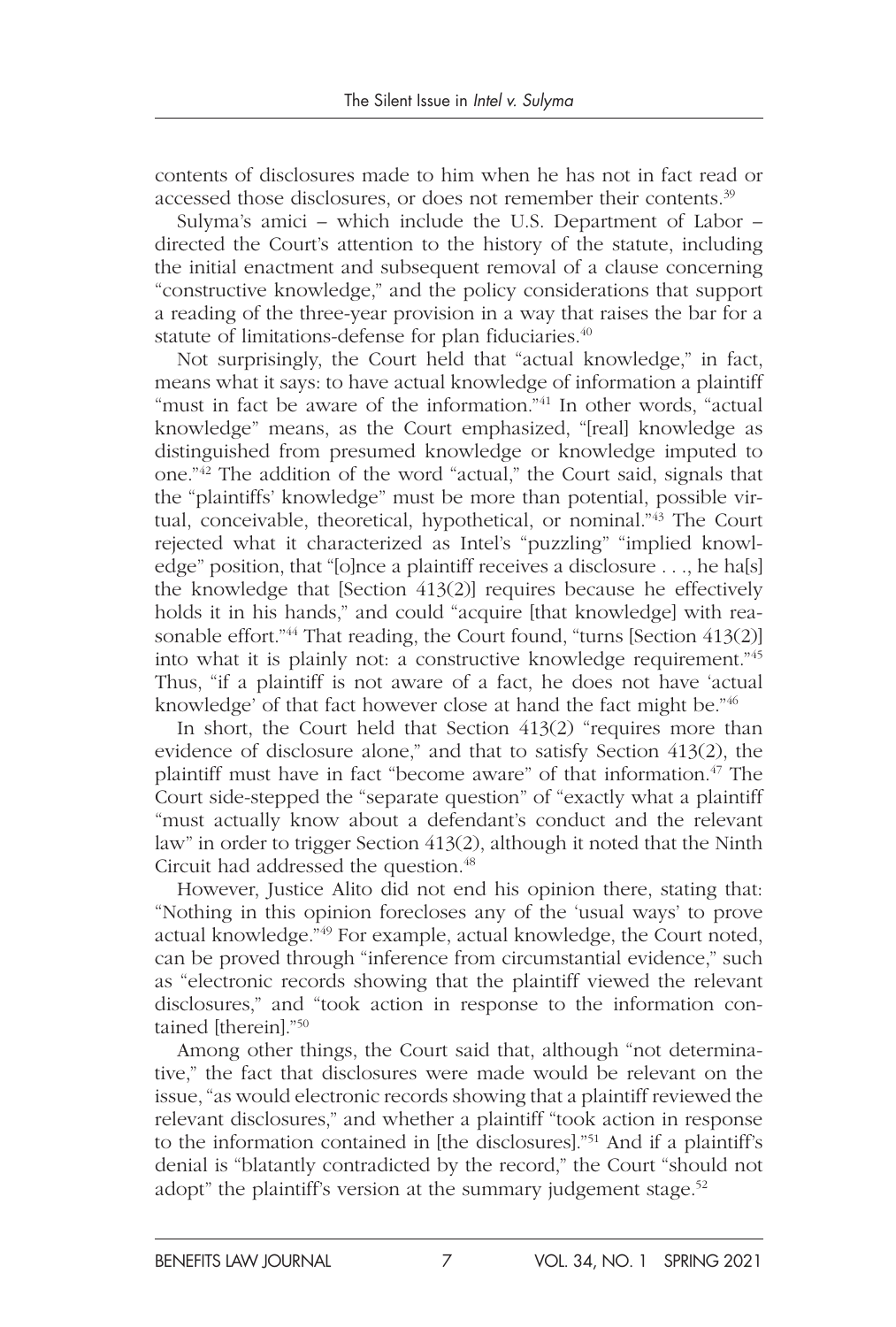contents of disclosures made to him when he has not in fact read or accessed those disclosures, or does not remember their contents.[39]

Sulyma's amici – which include the U.S. Department of Labor – directed the Court's attention to the history of the statute, including the initial enactment and subsequent removal of a clause concerning "constructive knowledge," and the policy considerations that support a reading of the three-year provision in a way that raises the bar for a statute of limitations-defense for plan fiduciaries.[40]

Not surprisingly, the Court held that "actual knowledge," in fact, means what it says: to have actual knowledge of information a plaintiff "must in fact be aware of the information."[41] In other words, "actual knowledge" means, as the Court emphasized, "[real] knowledge as distinguished from presumed knowledge or knowledge imputed to one."[42] The addition of the word "actual," the Court said, signals that the "plaintiffs' knowledge" must be more than potential, possible virtual, conceivable, theoretical, hypothetical, or nominal."[43] The Court rejected what it characterized as Intel's "puzzling" "implied knowledge" position, that "[o]nce a plaintiff receives a disclosure . . ., he ha[s] the knowledge that [Section 413(2)] requires because he effectively holds it in his hands," and could "acquire [that knowledge] with reasonable effort."[44] That reading, the Court found, "turns [Section 413(2)] into what it is plainly not: a constructive knowledge requirement."[45] Thus, "if a plaintiff is not aware of a fact, he does not have 'actual knowledge' of that fact however close at hand the fact might be."[46]

In short, the Court held that Section 413(2) "requires more than evidence of disclosure alone," and that to satisfy Section 413(2), the plaintiff must have in fact "become aware" of that information.[47] The Court side-stepped the "separate question" of "exactly what a plaintiff "must actually know about a defendant's conduct and the relevant law" in order to trigger Section 413(2), although it noted that the Ninth Circuit had addressed the question.[48]

However, Justice Alito did not end his opinion there, stating that: "Nothing in this opinion forecloses any of the 'usual ways' to prove actual knowledge."[49] For example, actual knowledge, the Court noted, can be proved through "inference from circumstantial evidence," such as "electronic records showing that the plaintiff viewed the relevant disclosures," and "took action in response to the information contained [therein]."[50]

Among other things, the Court said that, although "not determinative," the fact that disclosures were made would be relevant on the issue, "as would electronic records showing that a plaintiff reviewed the relevant disclosures," and whether a plaintiff "took action in response to the information contained in [the disclosures]."[51] And if a plaintiff's denial is "blatantly contradicted by the record," the Court "should not adopt" the plaintiff's version at the summary judgement stage.[52]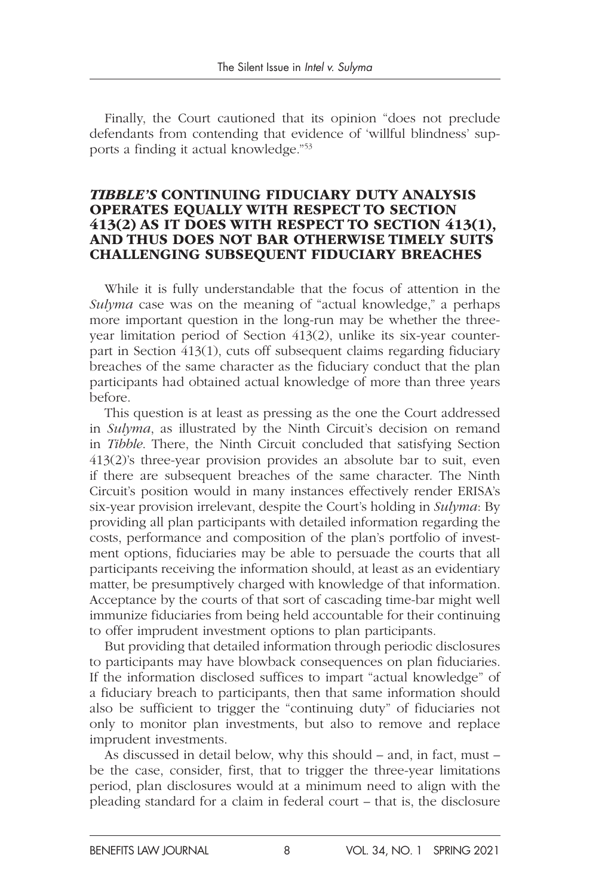Finally, the Court cautioned that its opinion "does not preclude defendants from contending that evidence of 'willful blindness' supports a finding it actual knowledge."[53]

## *TIBBLE'S* CONTINUING FIDUCIARY DUTY ANALYSIS OPERATES EQUALLY WITH RESPECT TO SECTION 413(2) AS IT DOES WITH RESPECT TO SECTION 413(1), AND THUS DOES NOT BAR OTHERWISE TIMELY SUITS CHALLENGING SUBSEQUENT FIDUCIARY BREACHES

While it is fully understandable that the focus of attention in the *Sulyma* case was on the meaning of "actual knowledge," a perhaps more important question in the long-run may be whether the three-year limitation period of Section 413(2), unlike its six-year counterpart in Section 413(1), cuts off subsequent claims regarding fiduciary breaches of the same character as the fiduciary conduct that the plan participants had obtained actual knowledge of more than three years before.

This question is at least as pressing as the one the Court addressed in *Sulyma*, as illustrated by the Ninth Circuit's decision on remand in *Tibble*. There, the Ninth Circuit concluded that satisfying Section 413(2)'s three-year provision provides an absolute bar to suit, even if there are subsequent breaches of the same character. The Ninth Circuit's position would in many instances effectively render ERISA's six-year provision irrelevant, despite the Court's holding in *Sulyma*: By providing all plan participants with detailed information regarding the costs, performance and composition of the plan's portfolio of investment options, fiduciaries may be able to persuade the courts that all participants receiving the information should, at least as an evidentiary matter, be presumptively charged with knowledge of that information. Acceptance by the courts of that sort of cascading time-bar might well immunize fiduciaries from being held accountable for their continuing to offer imprudent investment options to plan participants.

But providing that detailed information through periodic disclosures to participants may have blowback consequences on plan fiduciaries. If the information disclosed suffices to impart "actual knowledge" of a fiduciary breach to participants, then that same information should also be sufficient to trigger the "continuing duty" of fiduciaries not only to monitor plan investments, but also to remove and replace imprudent investments.

As discussed in detail below, why this should – and, in fact, must – be the case, consider, first, that to trigger the three-year limitations period, plan disclosures would at a minimum need to align with the pleading standard for a claim in federal court – that is, the disclosure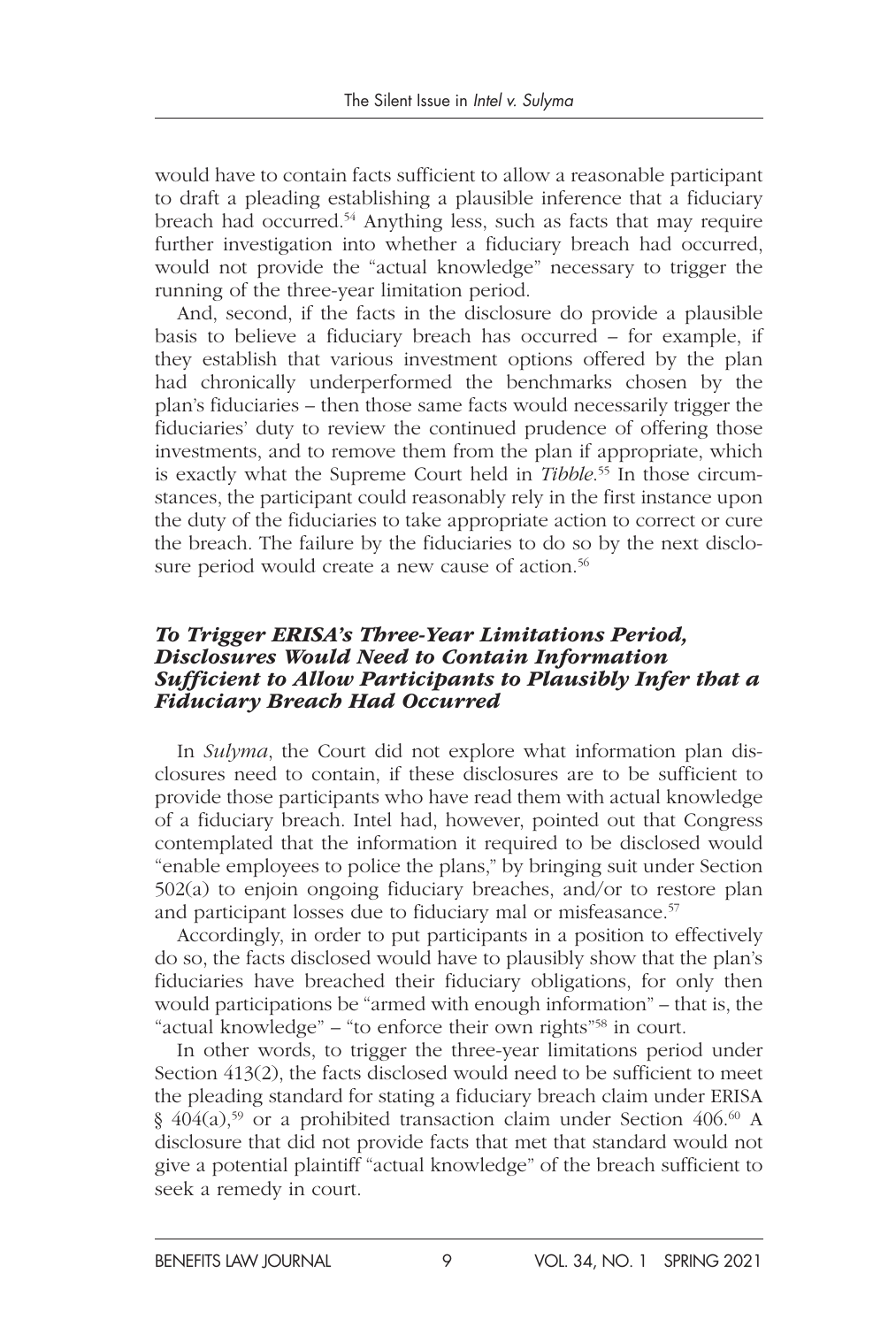would have to contain facts sufficient to allow a reasonable participant to draft a pleading establishing a plausible inference that a fiduciary breach had occurred.[54] Anything less, such as facts that may require further investigation into whether a fiduciary breach had occurred, would not provide the "actual knowledge" necessary to trigger the running of the three-year limitation period.

And, second, if the facts in the disclosure do provide a plausible basis to believe a fiduciary breach has occurred – for example, if they establish that various investment options offered by the plan had chronically underperformed the benchmarks chosen by the plan's fiduciaries – then those same facts would necessarily trigger the fiduciaries' duty to review the continued prudence of offering those investments, and to remove them from the plan if appropriate, which is exactly what the Supreme Court held in *Tibble*.[55] In those circumstances, the participant could reasonably rely in the first instance upon the duty of the fiduciaries to take appropriate action to correct or cure the breach. The failure by the fiduciaries to do so by the next disclosure period would create a new cause of action.[56]

### *To Trigger ERISA's Three-Year Limitations Period, Disclosures Would Need to Contain Information Sufficient to Allow Participants to Plausibly Infer that a Fiduciary Breach Had Occurred*

In *Sulyma*, the Court did not explore what information plan disclosures need to contain, if these disclosures are to be sufficient to provide those participants who have read them with actual knowledge of a fiduciary breach. Intel had, however, pointed out that Congress contemplated that the information it required to be disclosed would "enable employees to police the plans," by bringing suit under Section 502(a) to enjoin ongoing fiduciary breaches, and/or to restore plan and participant losses due to fiduciary mal or misfeasance.[57]

Accordingly, in order to put participants in a position to effectively do so, the facts disclosed would have to plausibly show that the plan's fiduciaries have breached their fiduciary obligations, for only then would participations be "armed with enough information" – that is, the "actual knowledge" – "to enforce their own rights"[58] in court.

In other words, to trigger the three-year limitations period under Section 413(2), the facts disclosed would need to be sufficient to meet the pleading standard for stating a fiduciary breach claim under ERISA § 404(a),[59] or a prohibited transaction claim under Section 406.[60] A disclosure that did not provide facts that met that standard would not give a potential plaintiff "actual knowledge" of the breach sufficient to seek a remedy in court.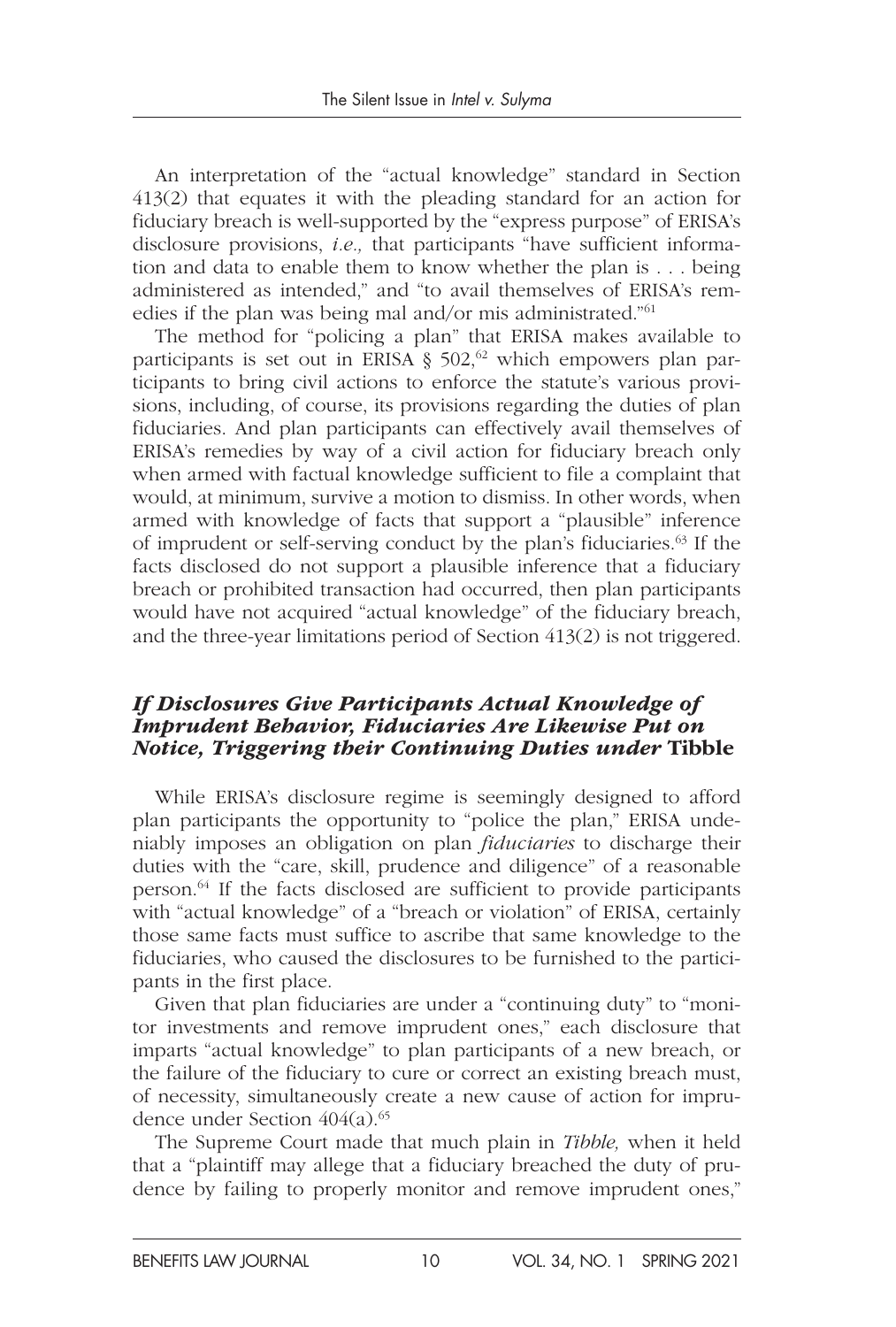An interpretation of the "actual knowledge" standard in Section 413(2) that equates it with the pleading standard for an action for fiduciary breach is well-supported by the "express purpose" of ERISA's disclosure provisions, *i.e.,* that participants "have sufficient information and data to enable them to know whether the plan is . . . being administered as intended," and "to avail themselves of ERISA's remedies if the plan was being mal and/or mis administrated."[61]

The method for "policing a plan" that ERISA makes available to participants is set out in ERISA § 502,[62] which empowers plan participants to bring civil actions to enforce the statute's various provisions, including, of course, its provisions regarding the duties of plan fiduciaries. And plan participants can effectively avail themselves of ERISA's remedies by way of a civil action for fiduciary breach only when armed with factual knowledge sufficient to file a complaint that would, at minimum, survive a motion to dismiss. In other words, when armed with knowledge of facts that support a "plausible" inference of imprudent or self-serving conduct by the plan's fiduciaries.[63] If the facts disclosed do not support a plausible inference that a fiduciary breach or prohibited transaction had occurred, then plan participants would have not acquired "actual knowledge" of the fiduciary breach, and the three-year limitations period of Section 413(2) is not triggered.

### *If Disclosures Give Participants Actual Knowledge of Imprudent Behavior, Fiduciaries Are Likewise Put on Notice, Triggering their Continuing Duties under* **Tibble**

While ERISA's disclosure regime is seemingly designed to afford plan participants the opportunity to "police the plan," ERISA undeniably imposes an obligation on plan *fiduciaries* to discharge their duties with the "care, skill, prudence and diligence" of a reasonable person.[64] If the facts disclosed are sufficient to provide participants with "actual knowledge" of a "breach or violation" of ERISA, certainly those same facts must suffice to ascribe that same knowledge to the fiduciaries, who caused the disclosures to be furnished to the participants in the first place.

Given that plan fiduciaries are under a "continuing duty" to "monitor investments and remove imprudent ones," each disclosure that imparts "actual knowledge" to plan participants of a new breach, or the failure of the fiduciary to cure or correct an existing breach must, of necessity, simultaneously create a new cause of action for imprudence under Section 404(a).[65]

The Supreme Court made that much plain in *Tibble,* when it held that a "plaintiff may allege that a fiduciary breached the duty of prudence by failing to properly monitor and remove imprudent ones,"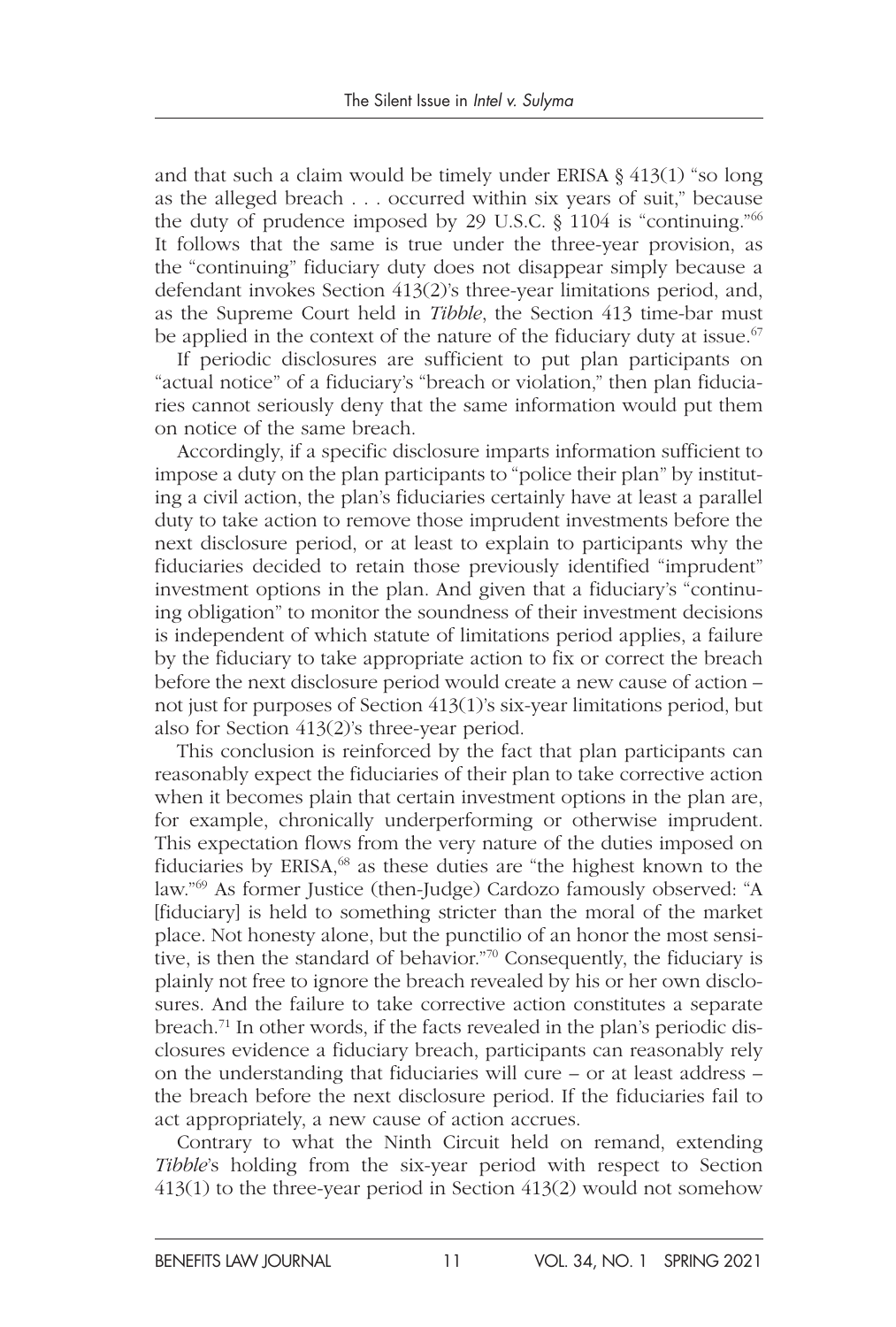and that such a claim would be timely under ERISA § 413(1) "so long as the alleged breach . . . occurred within six years of suit," because the duty of prudence imposed by 29 U.S.C. § 1104 is "continuing."[66] It follows that the same is true under the three-year provision, as the "continuing" fiduciary duty does not disappear simply because a defendant invokes Section 413(2)'s three-year limitations period, and, as the Supreme Court held in *Tibble*, the Section 413 time-bar must be applied in the context of the nature of the fiduciary duty at issue.[67]

If periodic disclosures are sufficient to put plan participants on "actual notice" of a fiduciary's "breach or violation," then plan fiduciaries cannot seriously deny that the same information would put them on notice of the same breach.

Accordingly, if a specific disclosure imparts information sufficient to impose a duty on the plan participants to "police their plan" by instituting a civil action, the plan's fiduciaries certainly have at least a parallel duty to take action to remove those imprudent investments before the next disclosure period, or at least to explain to participants why the fiduciaries decided to retain those previously identified "imprudent" investment options in the plan. And given that a fiduciary's "continuing obligation" to monitor the soundness of their investment decisions is independent of which statute of limitations period applies, a failure by the fiduciary to take appropriate action to fix or correct the breach before the next disclosure period would create a new cause of action – not just for purposes of Section 413(1)'s six-year limitations period, but also for Section 413(2)'s three-year period.

This conclusion is reinforced by the fact that plan participants can reasonably expect the fiduciaries of their plan to take corrective action when it becomes plain that certain investment options in the plan are, for example, chronically underperforming or otherwise imprudent. This expectation flows from the very nature of the duties imposed on fiduciaries by ERISA,[68] as these duties are "the highest known to the law."[69] As former Justice (then-Judge) Cardozo famously observed: "A [fiduciary] is held to something stricter than the moral of the market place. Not honesty alone, but the punctilio of an honor the most sensitive, is then the standard of behavior."[70] Consequently, the fiduciary is plainly not free to ignore the breach revealed by his or her own disclosures. And the failure to take corrective action constitutes a separate breach.[71] In other words, if the facts revealed in the plan's periodic disclosures evidence a fiduciary breach, participants can reasonably rely on the understanding that fiduciaries will cure – or at least address – the breach before the next disclosure period. If the fiduciaries fail to act appropriately, a new cause of action accrues.

Contrary to what the Ninth Circuit held on remand, extending *Tibble*'s holding from the six-year period with respect to Section 413(1) to the three-year period in Section 413(2) would not somehow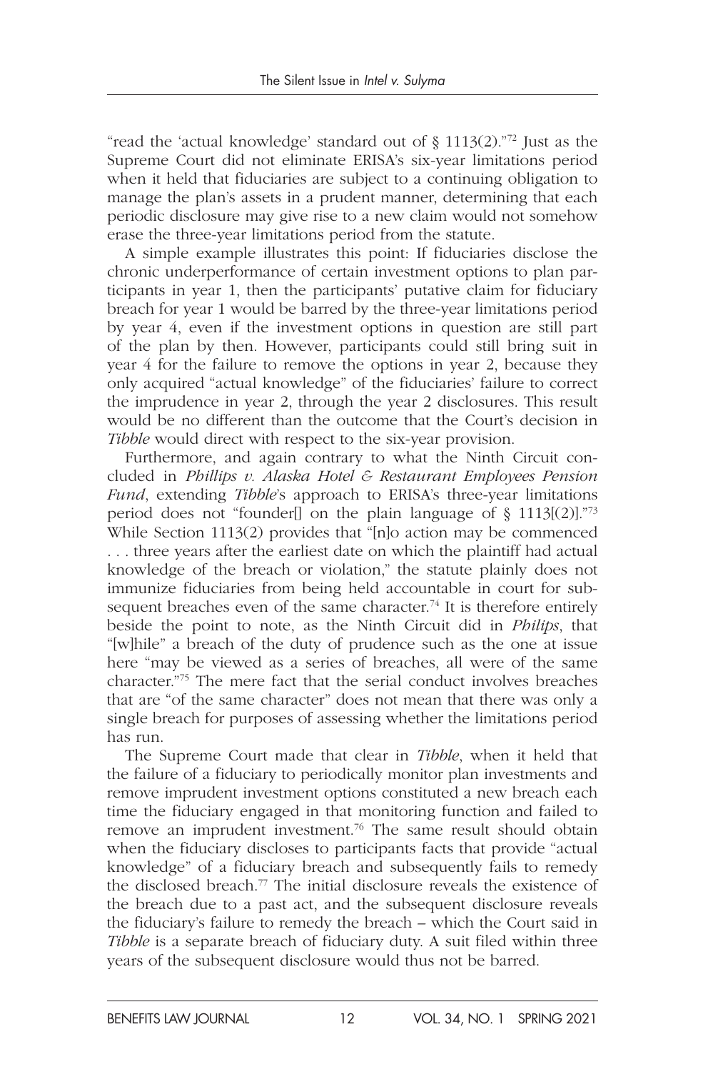"read the 'actual knowledge' standard out of § 1113(2)."[72] Just as the Supreme Court did not eliminate ERISA's six-year limitations period when it held that fiduciaries are subject to a continuing obligation to manage the plan's assets in a prudent manner, determining that each periodic disclosure may give rise to a new claim would not somehow erase the three-year limitations period from the statute.

A simple example illustrates this point: If fiduciaries disclose the chronic underperformance of certain investment options to plan participants in year 1, then the participants' putative claim for fiduciary breach for year 1 would be barred by the three-year limitations period by year 4, even if the investment options in question are still part of the plan by then. However, participants could still bring suit in year 4 for the failure to remove the options in year 2, because they only acquired "actual knowledge" of the fiduciaries' failure to correct the imprudence in year 2, through the year 2 disclosures. This result would be no different than the outcome that the Court's decision in *Tibble* would direct with respect to the six-year provision.

Furthermore, and again contrary to what the Ninth Circuit concluded in *Phillips v. Alaska Hotel & Restaurant Employees Pension Fund*, extending *Tibble*'s approach to ERISA's three-year limitations period does not "founder[] on the plain language of § 1113[(2)]."[73] While Section 1113(2) provides that "[n]o action may be commenced . . . three years after the earliest date on which the plaintiff had actual knowledge of the breach or violation," the statute plainly does not immunize fiduciaries from being held accountable in court for subsequent breaches even of the same character.[74] It is therefore entirely beside the point to note, as the Ninth Circuit did in *Philips*, that "[w]hile" a breach of the duty of prudence such as the one at issue here "may be viewed as a series of breaches, all were of the same character."[75] The mere fact that the serial conduct involves breaches that are "of the same character" does not mean that there was only a single breach for purposes of assessing whether the limitations period has run.

The Supreme Court made that clear in *Tibble*, when it held that the failure of a fiduciary to periodically monitor plan investments and remove imprudent investment options constituted a new breach each time the fiduciary engaged in that monitoring function and failed to remove an imprudent investment.[76] The same result should obtain when the fiduciary discloses to participants facts that provide "actual knowledge" of a fiduciary breach and subsequently fails to remedy the disclosed breach.[77] The initial disclosure reveals the existence of the breach due to a past act, and the subsequent disclosure reveals the fiduciary's failure to remedy the breach – which the Court said in *Tibble* is a separate breach of fiduciary duty. A suit filed within three years of the subsequent disclosure would thus not be barred.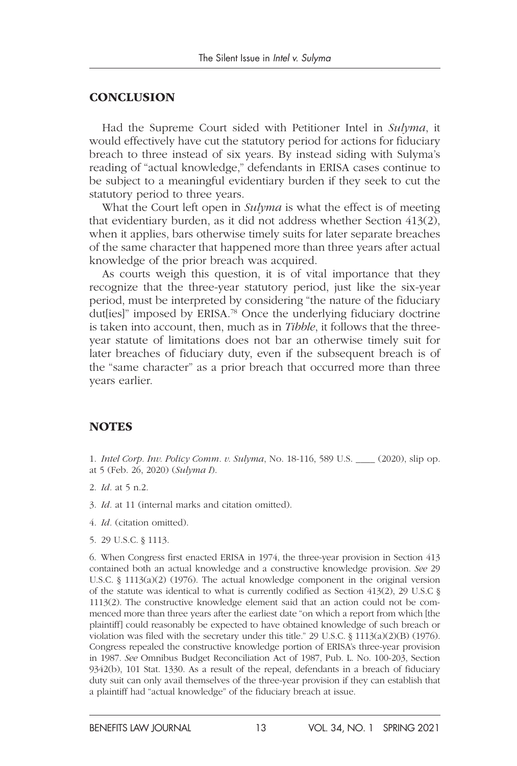## CONCLUSION

Had the Supreme Court sided with Petitioner Intel in *Sulyma*, it would effectively have cut the statutory period for actions for fiduciary breach to three instead of six years. By instead siding with Sulyma's reading of "actual knowledge," defendants in ERISA cases continue to be subject to a meaningful evidentiary burden if they seek to cut the statutory period to three years.

What the Court left open in *Sulyma* is what the effect is of meeting that evidentiary burden, as it did not address whether Section 413(2), when it applies, bars otherwise timely suits for later separate breaches of the same character that happened more than three years after actual knowledge of the prior breach was acquired.

As courts weigh this question, it is of vital importance that they recognize that the three-year statutory period, just like the six-year period, must be interpreted by considering "the nature of the fiduciary dut[ies]" imposed by ERISA.[78] Once the underlying fiduciary doctrine is taken into account, then, much as in *Tibble*, it follows that the three-year statute of limitations does not bar an otherwise timely suit for later breaches of fiduciary duty, even if the subsequent breach is of the "same character" as a prior breach that occurred more than three years earlier.

## NOTES

1. *Intel Corp. Inv. Policy Comm. v. Sulyma*, No. 18-116, 589 U.S. ____ (2020), slip op. at 5 (Feb. 26, 2020) (*Sulyma I*).

2. *Id*. at 5 n.2.

3. *Id*. at 11 (internal marks and citation omitted).

4. *Id*. (citation omitted).

5. 29 U.S.C. § 1113.

6. When Congress first enacted ERISA in 1974, the three-year provision in Section 413 contained both an actual knowledge and a constructive knowledge provision. *See* 29 U.S.C. § 1113(a)(2) (1976). The actual knowledge component in the original version of the statute was identical to what is currently codified as Section 413(2), 29 U.S.C § 1113(2). The constructive knowledge element said that an action could not be commenced more than three years after the earliest date "on which a report from which [the plaintiff] could reasonably be expected to have obtained knowledge of such breach or violation was filed with the secretary under this title." 29 U.S.C. § 1113(a)(2)(B) (1976). Congress repealed the constructive knowledge portion of ERISA's three-year provision in 1987. *See* Omnibus Budget Reconciliation Act of 1987, Pub. L. No. 100-203, Section 9342(b), 101 Stat. 1330. As a result of the repeal, defendants in a breach of fiduciary duty suit can only avail themselves of the three-year provision if they can establish that a plaintiff had "actual knowledge" of the fiduciary breach at issue.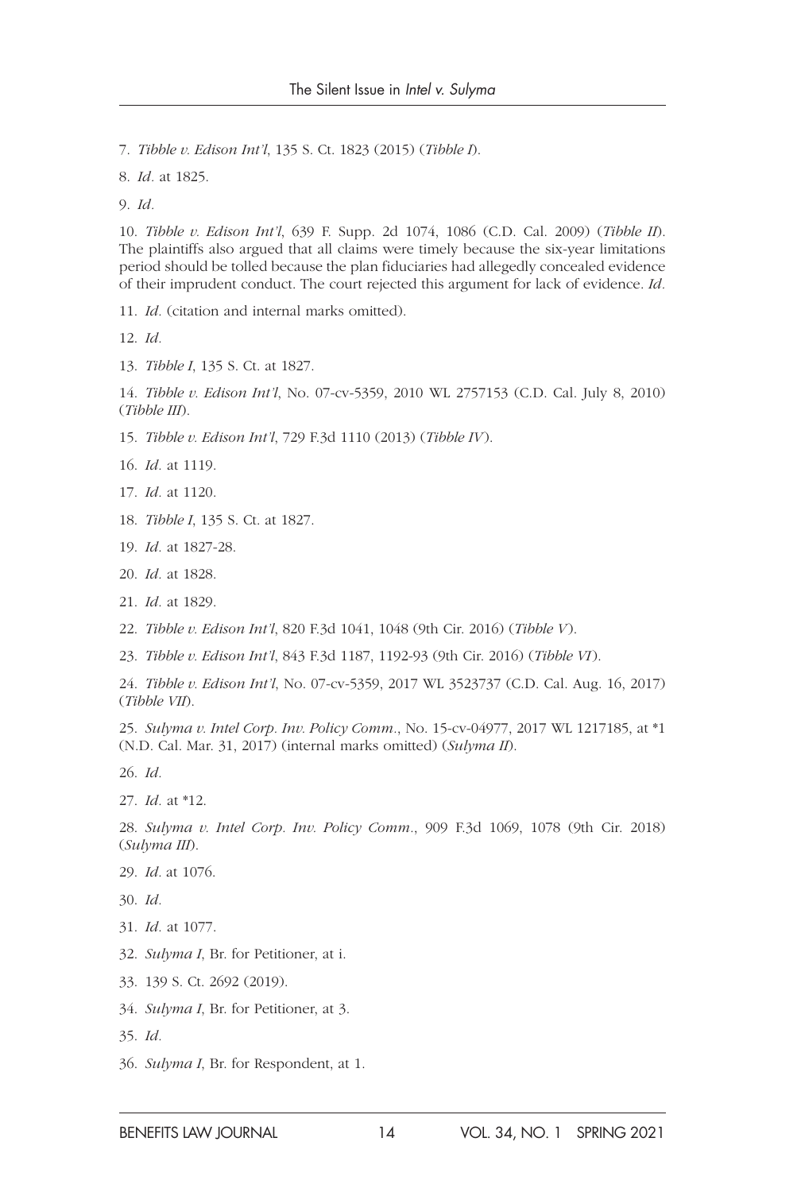7. *Tibble v. Edison Int'l*, 135 S. Ct. 1823 (2015) (*Tibble I*).

8. *Id*. at 1825.

9. *Id*.

10. *Tibble v. Edison Int'l*, 639 F. Supp. 2d 1074, 1086 (C.D. Cal. 2009) (*Tibble II*). The plaintiffs also argued that all claims were timely because the six-year limitations period should be tolled because the plan fiduciaries had allegedly concealed evidence of their imprudent conduct. The court rejected this argument for lack of evidence. *Id*.

11. *Id*. (citation and internal marks omitted).

12. *Id*.

13. *Tibble I*, 135 S. Ct. at 1827.

14. *Tibble v. Edison Int'l*, No. 07-cv-5359, 2010 WL 2757153 (C.D. Cal. July 8, 2010) (*Tibble III*).

15. *Tibble v. Edison Int'l*, 729 F.3d 1110 (2013) (*Tibble IV*).

16. *Id*. at 1119.

17. *Id*. at 1120.

18. *Tibble I*, 135 S. Ct. at 1827.

19. *Id*. at 1827-28.

20. *Id*. at 1828.

21. *Id*. at 1829.

22. *Tibble v. Edison Int'l*, 820 F.3d 1041, 1048 (9th Cir. 2016) (*Tibble V*).

23. *Tibble v. Edison Int'l*, 843 F.3d 1187, 1192-93 (9th Cir. 2016) (*Tibble VI*).

24. *Tibble v. Edison Int'l*, No. 07-cv-5359, 2017 WL 3523737 (C.D. Cal. Aug. 16, 2017) (*Tibble VII*).

25. *Sulyma v. Intel Corp. Inv. Policy Comm*., No. 15-cv-04977, 2017 WL 1217185, at *1 (N.D. Cal. Mar. 31, 2017) (internal marks omitted) (*Sulyma II*).

26. *Id*.

27. *Id*. at *12.

28. *Sulyma v. Intel Corp. Inv. Policy Comm*., 909 F.3d 1069, 1078 (9th Cir. 2018) (*Sulyma III*).

29. *Id*. at 1076.

30. *Id*.

31. *Id*. at 1077.

32. *Sulyma I*, Br. for Petitioner, at i.

33. 139 S. Ct. 2692 (2019).

34. *Sulyma I*, Br. for Petitioner, at 3.

35. *Id*.

36. *Sulyma I*, Br. for Respondent, at 1.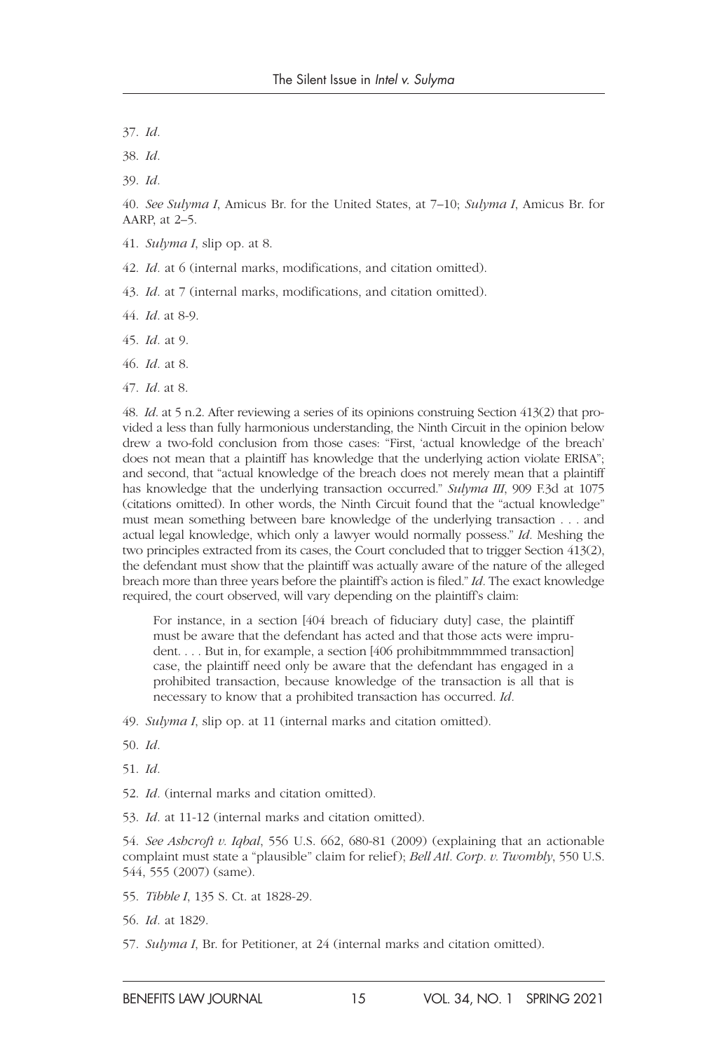37. *Id.*

38. *Id.*

39. *Id.*

40. *See Sulyma I*, Amicus Br. for the United States, at 7–10; *Sulyma I*, Amicus Br. for AARP, at 2–5.

41. *Sulyma I*, slip op. at 8.

42. *Id.* at 6 (internal marks, modifications, and citation omitted).

43. *Id.* at 7 (internal marks, modifications, and citation omitted).

44. *Id.* at 8-9.

45. *Id.* at 9.

46. *Id.* at 8.

47. *Id.* at 8.

48. *Id.* at 5 n.2. After reviewing a series of its opinions construing Section 413(2) that provided a less than fully harmonious understanding, the Ninth Circuit in the opinion below drew a two-fold conclusion from those cases: "First, 'actual knowledge of the breach' does not mean that a plaintiff has knowledge that the underlying action violate ERISA"; and second, that "actual knowledge of the breach does not merely mean that a plaintiff has knowledge that the underlying transaction occurred." *Sulyma III*, 909 F.3d at 1075 (citations omitted). In other words, the Ninth Circuit found that the "actual knowledge" must mean something between bare knowledge of the underlying transaction . . . and actual legal knowledge, which only a lawyer would normally possess." *Id.* Meshing the two principles extracted from its cases, the Court concluded that to trigger Section 413(2), the defendant must show that the plaintiff was actually aware of the nature of the alleged breach more than three years before the plaintiff's action is filed." *Id*. The exact knowledge required, the court observed, will vary depending on the plaintiff's claim:

> For instance, in a section [404 breach of fiduciary duty] case, the plaintiff must be aware that the defendant has acted and that those acts were imprudent. . . . But in, for example, a section [406 prohibitmmmmmed transaction] case, the plaintiff need only be aware that the defendant has engaged in a prohibited transaction, because knowledge of the transaction is all that is necessary to know that a prohibited transaction has occurred. *Id.*

49. *Sulyma I*, slip op. at 11 (internal marks and citation omitted).

50. *Id.*

51. *Id.*

52. *Id.* (internal marks and citation omitted).

53. *Id.* at 11-12 (internal marks and citation omitted).

54. *See Ashcroft v. Iqbal*, 556 U.S. 662, 680-81 (2009) (explaining that an actionable complaint must state a "plausible" claim for relief); *Bell Atl. Corp. v. Twombly*, 550 U.S. 544, 555 (2007) (same).

55. *Tibble I*, 135 S. Ct. at 1828-29.

56. *Id.* at 1829.

57. *Sulyma I*, Br. for Petitioner, at 24 (internal marks and citation omitted).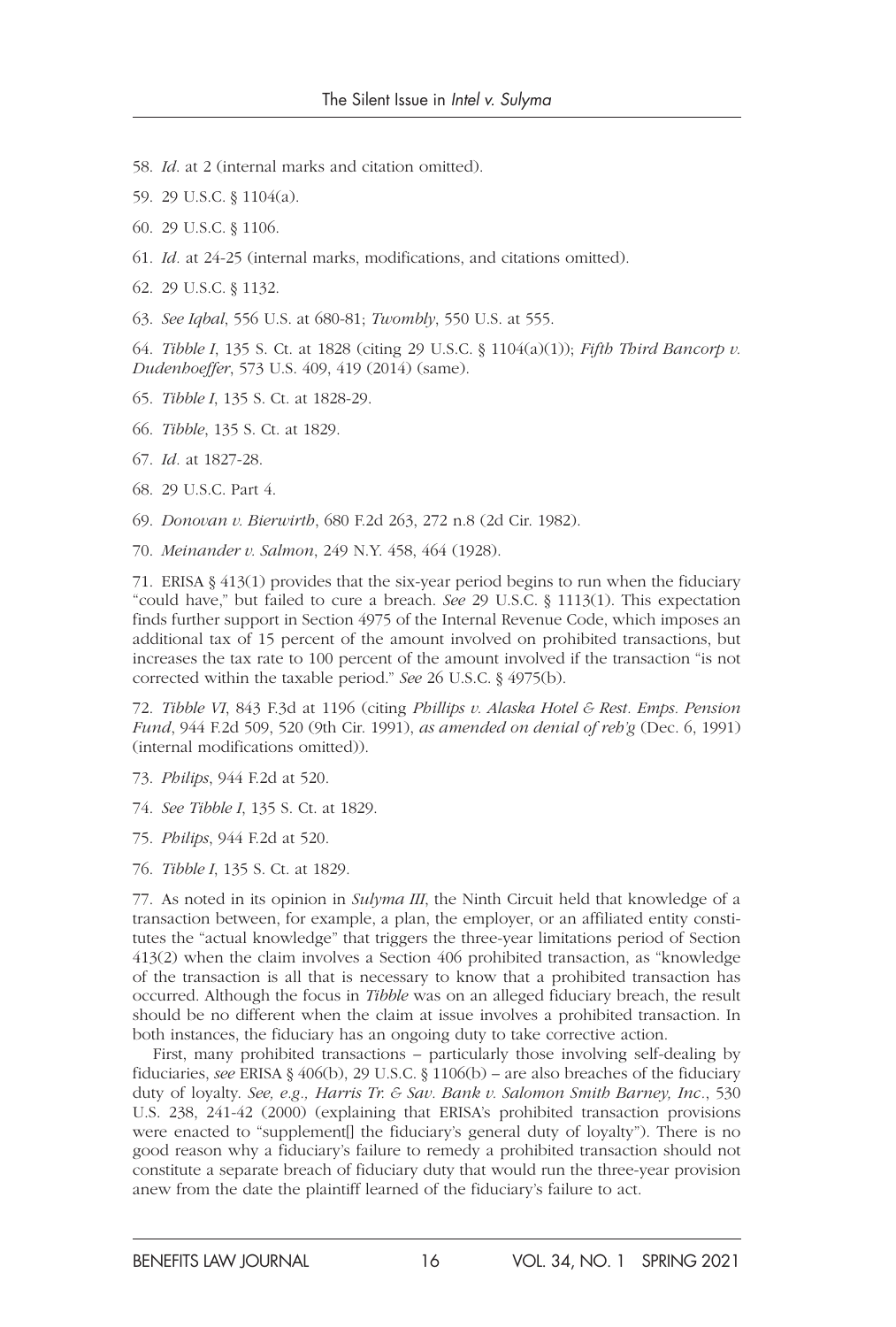58. *Id*. at 2 (internal marks and citation omitted).

59. 29 U.S.C. § 1104(a).

60. 29 U.S.C. § 1106.

61. *Id*. at 24-25 (internal marks, modifications, and citations omitted).

62. 29 U.S.C. § 1132.

63. *See Iqbal*, 556 U.S. at 680-81; *Twombly*, 550 U.S. at 555.

64. *Tibble I*, 135 S. Ct. at 1828 (citing 29 U.S.C. § 1104(a)(1)); *Fifth Third Bancorp v. Dudenhoeffer*, 573 U.S. 409, 419 (2014) (same).

65. *Tibble I*, 135 S. Ct. at 1828-29.

66. *Tibble*, 135 S. Ct. at 1829.

67. *Id*. at 1827-28.

68. 29 U.S.C. Part 4.

69. *Donovan v. Bierwirth*, 680 F.2d 263, 272 n.8 (2d Cir. 1982).

70. *Meinander v. Salmon*, 249 N.Y. 458, 464 (1928).

71. ERISA § 413(1) provides that the six-year period begins to run when the fiduciary "could have," but failed to cure a breach. *See* 29 U.S.C. § 1113(1). This expectation finds further support in Section 4975 of the Internal Revenue Code, which imposes an additional tax of 15 percent of the amount involved on prohibited transactions, but increases the tax rate to 100 percent of the amount involved if the transaction "is not corrected within the taxable period." *See* 26 U.S.C. § 4975(b).

72. *Tibble VI*, 843 F.3d at 1196 (citing *Phillips v. Alaska Hotel & Rest. Emps. Pension Fund*, 944 F.2d 509, 520 (9th Cir. 1991), *as amended on denial of reh'g* (Dec. 6, 1991) (internal modifications omitted)).

73. *Philips*, 944 F.2d at 520.

74. *See Tibble I*, 135 S. Ct. at 1829.

75. *Philips*, 944 F.2d at 520.

76. *Tibble I*, 135 S. Ct. at 1829.

77. As noted in its opinion in *Sulyma III*, the Ninth Circuit held that knowledge of a transaction between, for example, a plan, the employer, or an affiliated entity constitutes the "actual knowledge" that triggers the three-year limitations period of Section 413(2) when the claim involves a Section 406 prohibited transaction, as "knowledge of the transaction is all that is necessary to know that a prohibited transaction has occurred. Although the focus in *Tibble* was on an alleged fiduciary breach, the result should be no different when the claim at issue involves a prohibited transaction. In both instances, the fiduciary has an ongoing duty to take corrective action.

First, many prohibited transactions – particularly those involving self-dealing by fiduciaries, *see* ERISA § 406(b), 29 U.S.C. § 1106(b) – are also breaches of the fiduciary duty of loyalty. *See, e.g., Harris Tr. & Sav. Bank v. Salomon Smith Barney, Inc*., 530 U.S. 238, 241-42 (2000) (explaining that ERISA's prohibited transaction provisions were enacted to "supplement[] the fiduciary's general duty of loyalty"). There is no good reason why a fiduciary's failure to remedy a prohibited transaction should not constitute a separate breach of fiduciary duty that would run the three-year provision anew from the date the plaintiff learned of the fiduciary's failure to act.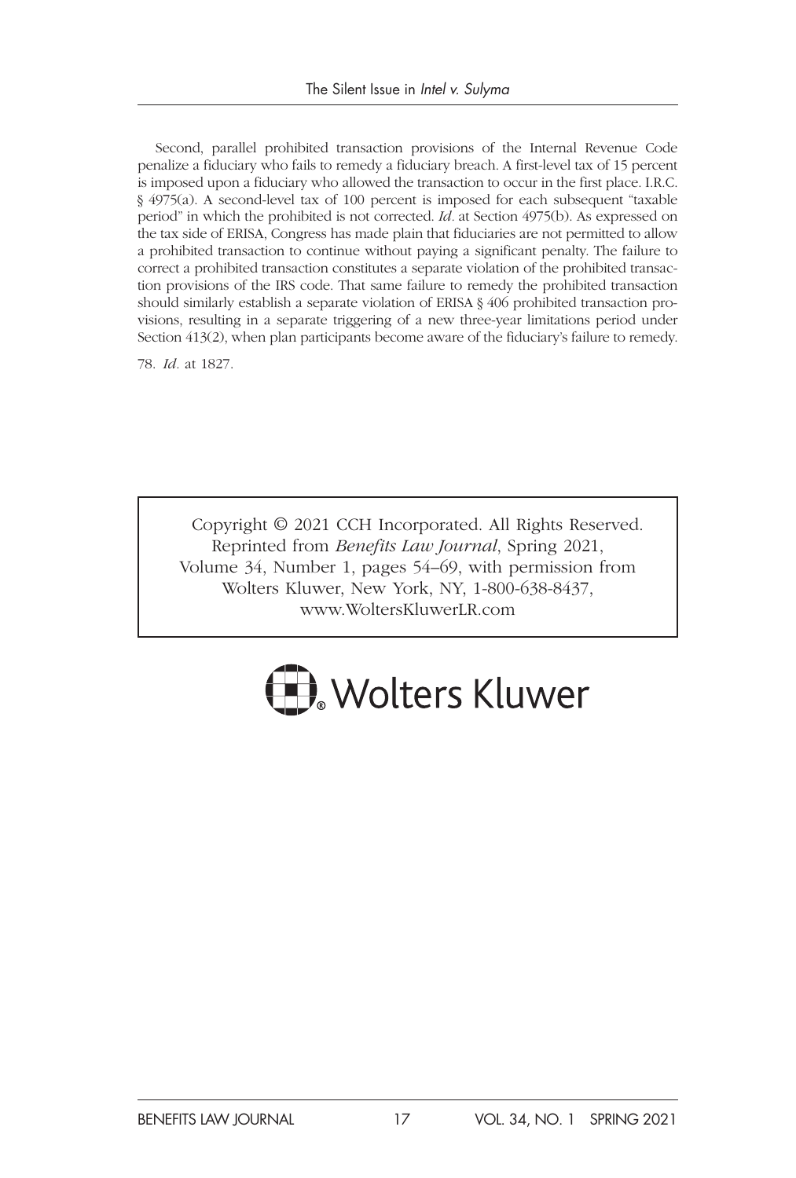Second, parallel prohibited transaction provisions of the Internal Revenue Code penalize a fiduciary who fails to remedy a fiduciary breach. A first-level tax of 15 percent is imposed upon a fiduciary who allowed the transaction to occur in the first place. I.R.C. § 4975(a). A second-level tax of 100 percent is imposed for each subsequent "taxable period" in which the prohibited is not corrected. *Id*. at Section 4975(b). As expressed on the tax side of ERISA, Congress has made plain that fiduciaries are not permitted to allow a prohibited transaction to continue without paying a significant penalty. The failure to correct a prohibited transaction constitutes a separate violation of the prohibited transaction provisions of the IRS code. That same failure to remedy the prohibited transaction should similarly establish a separate violation of ERISA § 406 prohibited transaction provisions, resulting in a separate triggering of a new three-year limitations period under Section 413(2), when plan participants become aware of the fiduciary's failure to remedy.

78. *Id*. at 1827.

Copyright © 2021 CCH Incorporated. All Rights Reserved.
Reprinted from *Benefits Law Journal*, Spring 2021,
Volume 34, Number 1, pages 54–69, with permission from
Wolters Kluwer, New York, NY, 1-800-638-8437,
www.WoltersKluwerLR.com

Wolters Kluwer